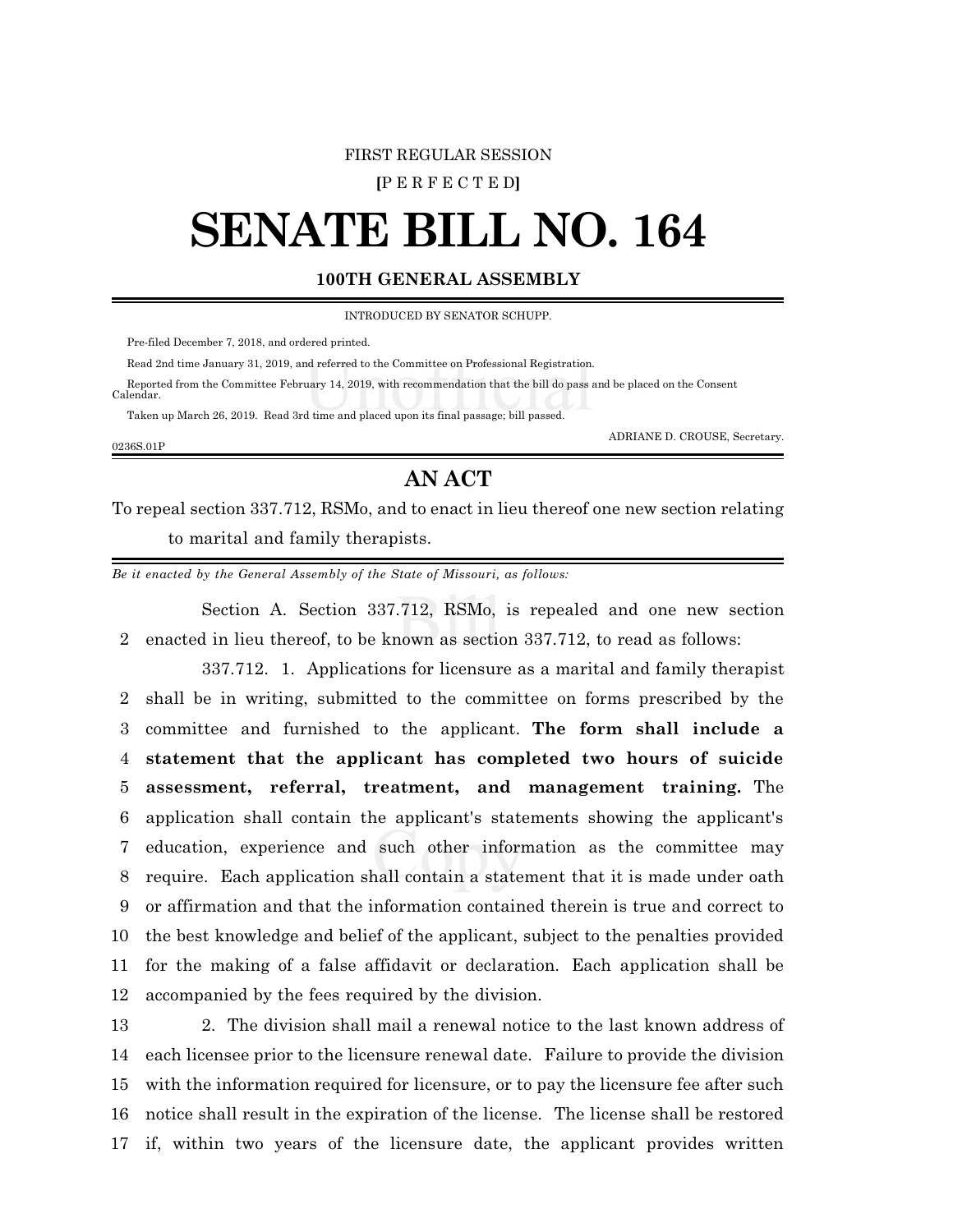FIRST REGULAR SESSION

[P E R F E C T E D]

# SENATE BILL NO. 164

## 100TH GENERAL ASSEMBLY

INTRODUCED BY SENATOR SCHUPP.

Pre-filed December 7, 2018, and ordered printed.

Read 2nd time January 31, 2019, and referred to the Committee on Professional Registration.

Reported from the Committee February 14, 2019, with recommendation that the bill do pass and be placed on the Consent Calendar.

Taken up March 26, 2019. Read 3rd time and placed upon its final passage; bill passed.

ADRIANE D. CROUSE, Secretary.

0236S.01P

## AN ACT

To repeal section 337.712, RSMo, and to enact in lieu thereof one new section relating to marital and family therapists.

*Be it enacted by the General Assembly of the State of Missouri, as follows:*

Section A. Section 337.712, RSMo, is repealed and one new section enacted in lieu thereof, to be known as section 337.712, to read as follows:

337.712. 1. Applications for licensure as a marital and family therapist shall be in writing, submitted to the committee on forms prescribed by the committee and furnished to the applicant. **The form shall include a statement that the applicant has completed two hours of suicide assessment, referral, treatment, and management training.** The application shall contain the applicant's statements showing the applicant's education, experience and such other information as the committee may require. Each application shall contain a statement that it is made under oath or affirmation and that the information contained therein is true and correct to the best knowledge and belief of the applicant, subject to the penalties provided for the making of a false affidavit or declaration. Each application shall be accompanied by the fees required by the division.

2. The division shall mail a renewal notice to the last known address of each licensee prior to the licensure renewal date. Failure to provide the division with the information required for licensure, or to pay the licensure fee after such notice shall result in the expiration of the license. The license shall be restored if, within two years of the licensure date, the applicant provides written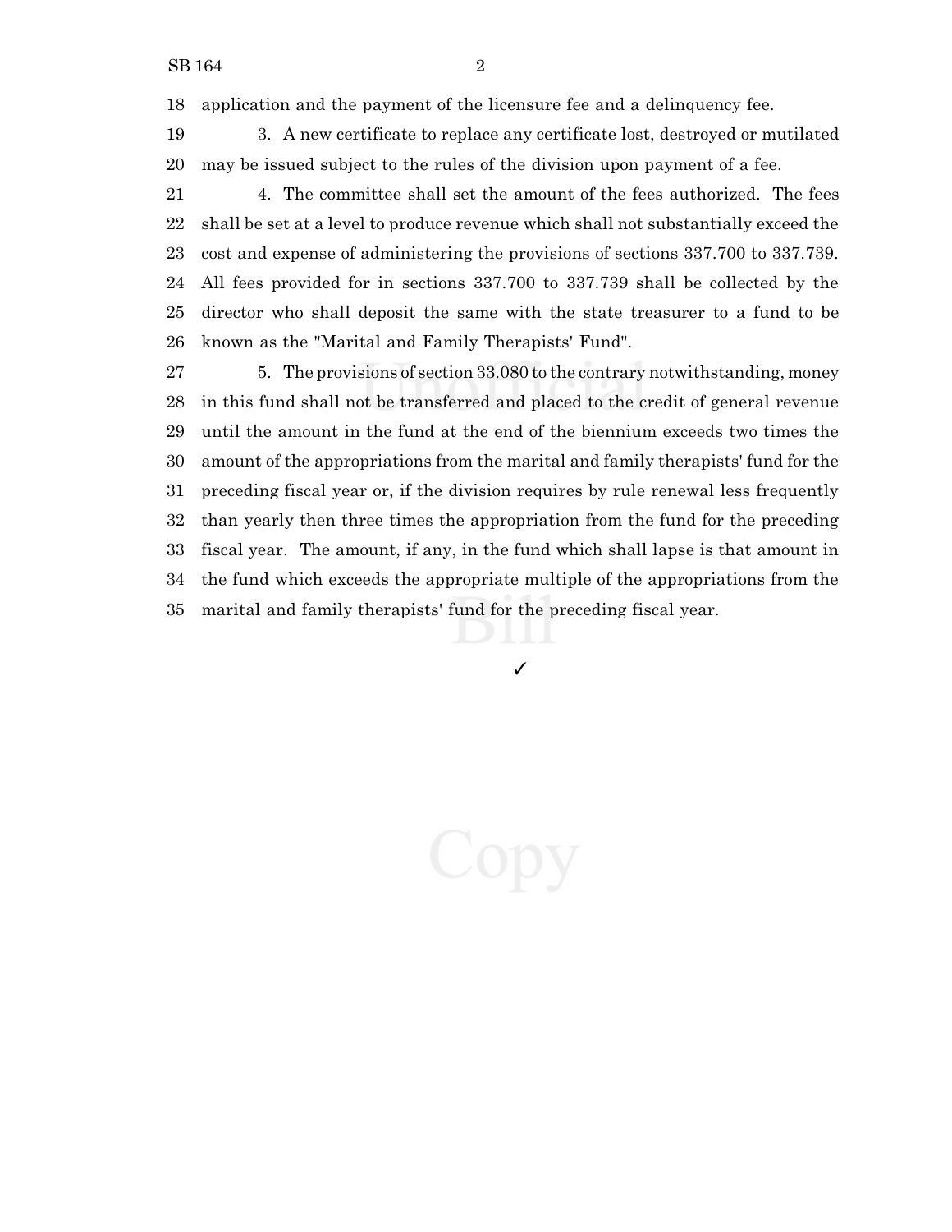application and the payment of the licensure fee and a delinquency fee.

3. A new certificate to replace any certificate lost, destroyed or mutilated may be issued subject to the rules of the division upon payment of a fee.

4. The committee shall set the amount of the fees authorized. The fees shall be set at a level to produce revenue which shall not substantially exceed the cost and expense of administering the provisions of sections 337.700 to 337.739. All fees provided for in sections 337.700 to 337.739 shall be collected by the director who shall deposit the same with the state treasurer to a fund to be known as the "Marital and Family Therapists' Fund".

5. The provisions of section 33.080 to the contrary notwithstanding, money in this fund shall not be transferred and placed to the credit of general revenue until the amount in the fund at the end of the biennium exceeds two times the amount of the appropriations from the marital and family therapists' fund for the preceding fiscal year or, if the division requires by rule renewal less frequently than yearly then three times the appropriation from the fund for the preceding fiscal year. The amount, if any, in the fund which shall lapse is that amount in the fund which exceeds the appropriate multiple of the appropriations from the marital and family therapists' fund for the preceding fiscal year.

✓